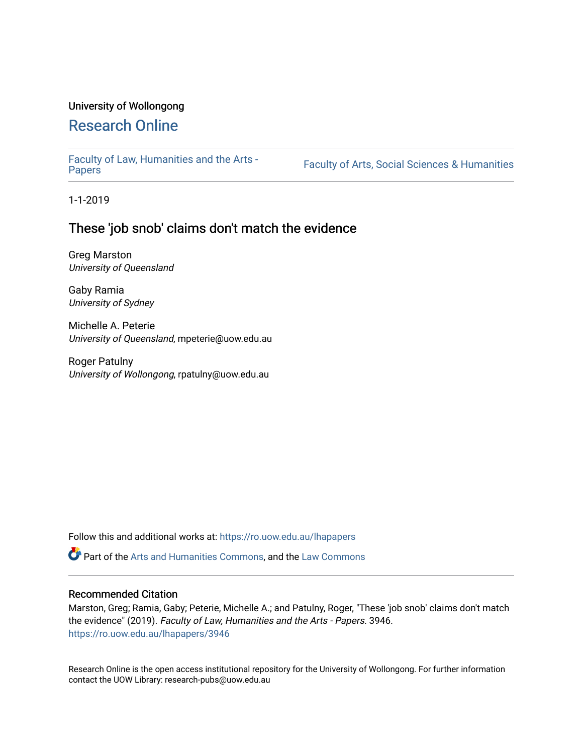University of Wollongong

# Research Online

Faculty of Law, Humanities and the Arts - Papers | Faculty of Arts, Social Sciences & Humanities

1-1-2019

## These 'job snob' claims don't match the evidence

Greg Marston
*University of Queensland*

Gaby Ramia
*University of Sydney*

Michelle A. Peterie
*University of Queensland*, mpeterie@uow.edu.au

Roger Patulny
*University of Wollongong*, rpatulny@uow.edu.au

Follow this and additional works at: https://ro.uow.edu.au/lhapapers

Part of the Arts and Humanities Commons, and the Law Commons

### Recommended Citation

Marston, Greg; Ramia, Gaby; Peterie, Michelle A.; and Patulny, Roger, "These 'job snob' claims don't match the evidence" (2019). *Faculty of Law, Humanities and the Arts - Papers*. 3946.
https://ro.uow.edu.au/lhapapers/3946

Research Online is the open access institutional repository for the University of Wollongong. For further information contact the UOW Library: research-pubs@uow.edu.au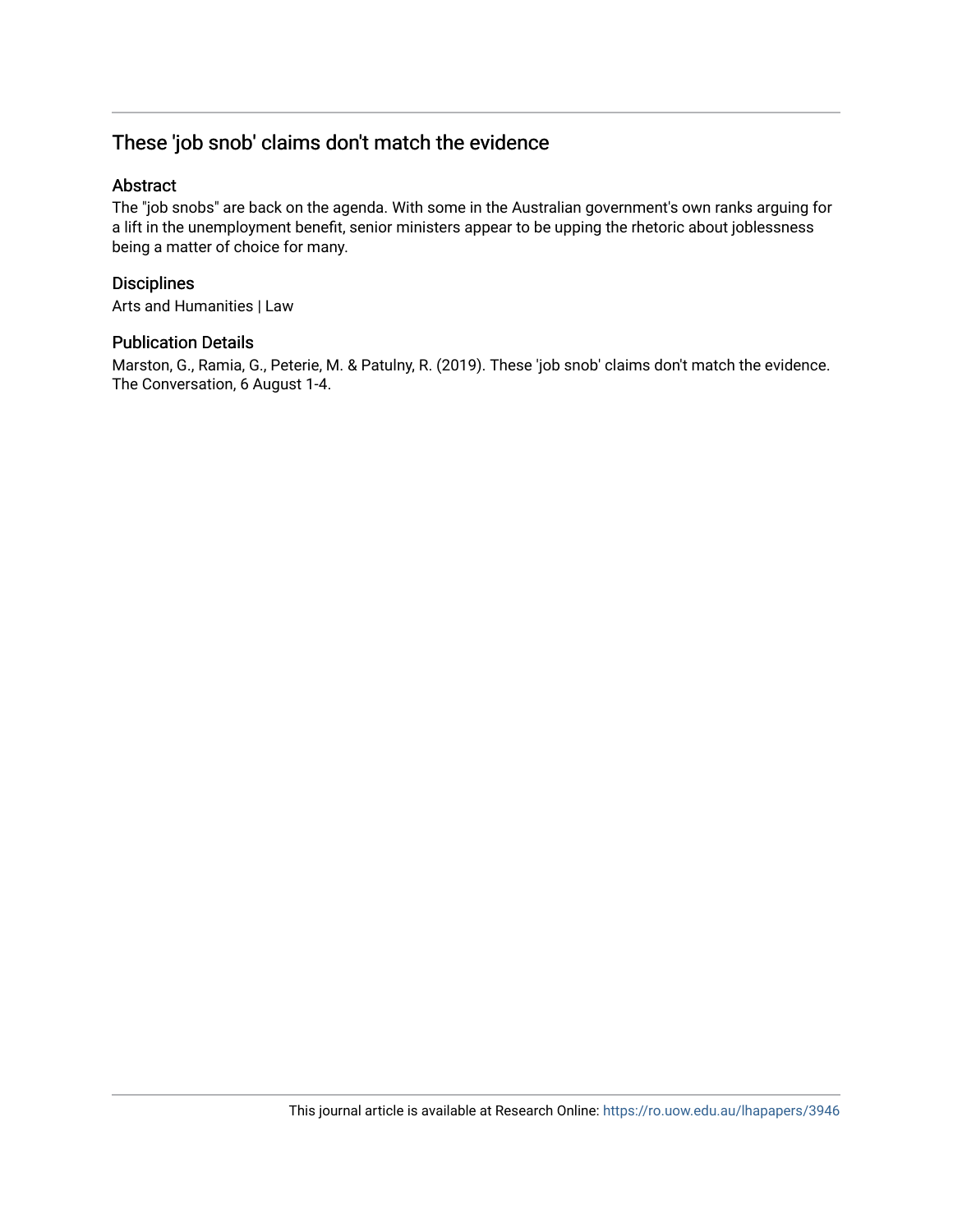# These 'job snob' claims don't match the evidence

## Abstract

The "job snobs" are back on the agenda. With some in the Australian government's own ranks arguing for a lift in the unemployment benefit, senior ministers appear to be upping the rhetoric about joblessness being a matter of choice for many.

## Disciplines

Arts and Humanities | Law

## Publication Details

Marston, G., Ramia, G., Peterie, M. & Patulny, R. (2019). These 'job snob' claims don't match the evidence. The Conversation, 6 August 1-4.

This journal article is available at Research Online: https://ro.uow.edu.au/lhapapers/3946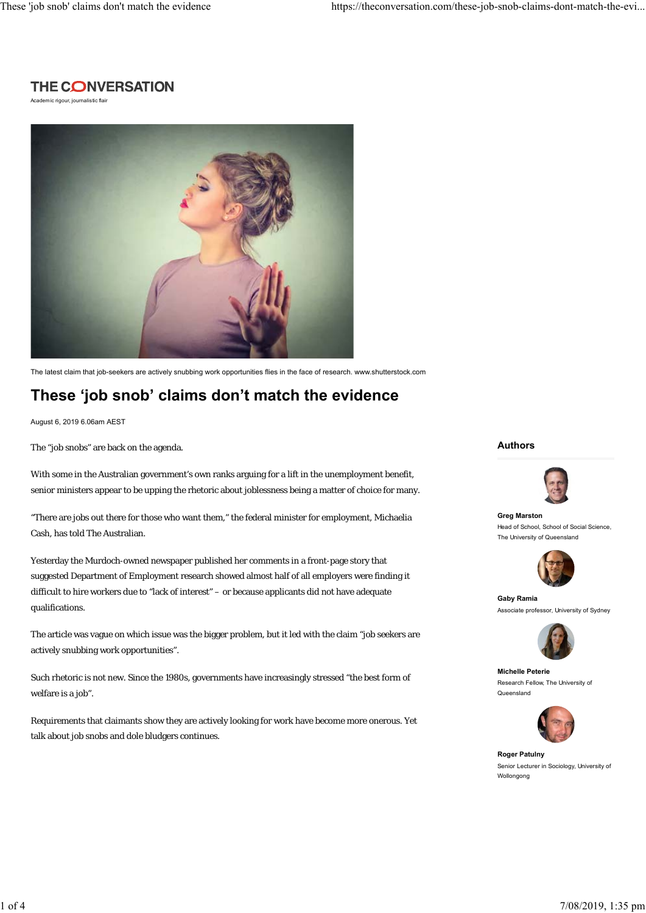# THE CONVERSATION

Academic rigour, journalistic flair

The latest claim that job-seekers are actively snubbing work opportunities flies in the face of research. www.shutterstock.com

# These 'job snob' claims don't match the evidence

August 6, 2019 6.06am AEST

The "job snobs" are back on the agenda.

With some in the Australian government's own ranks arguing for a lift in the unemployment benefit, senior ministers appear to be upping the rhetoric about joblessness being a matter of choice for many.

"There are jobs out there for those who want them," the federal minister for employment, Michaelia Cash, has told The Australian.

Yesterday the Murdoch-owned newspaper published her comments in a front-page story that suggested Department of Employment research showed almost half of all employers were finding it difficult to hire workers due to "lack of interest" – or because applicants did not have adequate qualifications.

The article was vague on which issue was the bigger problem, but it led with the claim "job seekers are actively snubbing work opportunities".

Such rhetoric is not new. Since the 1980s, governments have increasingly stressed "the best form of welfare is a job".

Requirements that claimants show they are actively looking for work have become more onerous. Yet talk about job snobs and dole bludgers continues.

## Authors

**Greg Marston**
Head of School, School of Social Science, The University of Queensland

**Gaby Ramia**
Associate professor, University of Sydney

**Michelle Peterie**
Research Fellow, The University of Queensland

**Roger Patulny**
Senior Lecturer in Sociology, University of Wollongong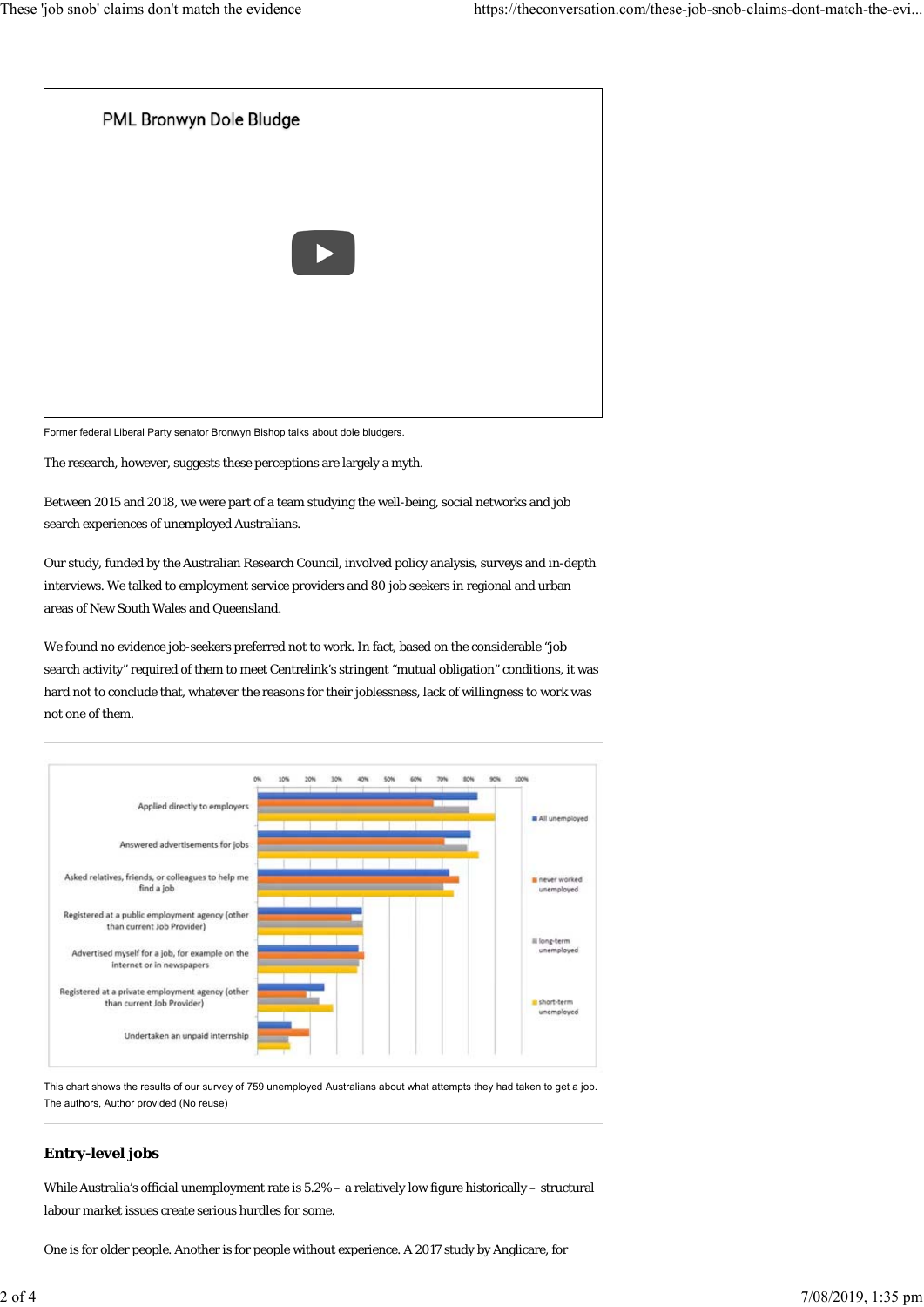Former federal Liberal Party senator Bronwyn Bishop talks about dole bludgers.

The research, however, suggests these perceptions are largely a myth.

Between 2015 and 2018, we were part of a team studying the well-being, social networks and job search experiences of unemployed Australians.

Our study, funded by the Australian Research Council, involved policy analysis, surveys and in-depth interviews. We talked to employment service providers and 80 job seekers in regional and urban areas of New South Wales and Queensland.

We found no evidence job-seekers preferred not to work. In fact, based on the considerable "job search activity" required of them to meet Centrelink's stringent "mutual obligation" conditions, it was hard not to conclude that, whatever the reasons for their joblessness, lack of willingness to work was not one of them.

This chart shows the results of our survey of 759 unemployed Australians about what attempts they had taken to get a job. The authors, Author provided (No reuse)

## Entry-level jobs

While Australia's official unemployment rate is 5.2% – a relatively low figure historically – structural labour market issues create serious hurdles for some.

One is for older people. Another is for people without experience. A 2017 study by Anglicare, for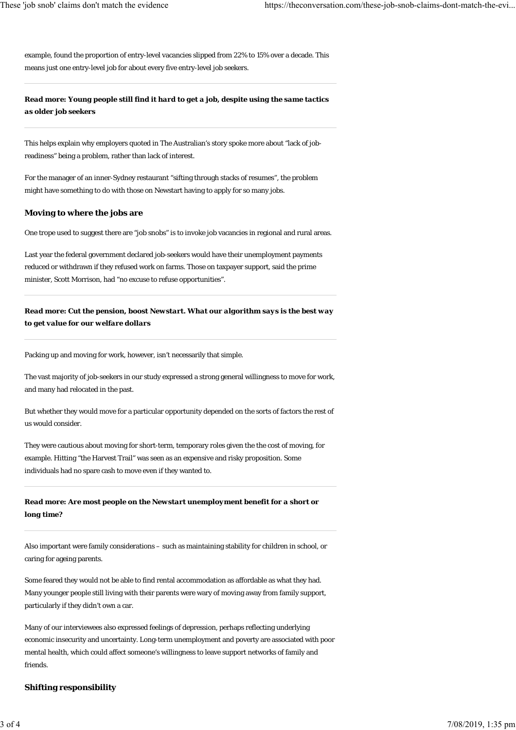example, found the proportion of entry-level vacancies slipped from 22% to 15% over a decade. This means just one entry-level job for about every five entry-level job seekers.

***Read more: Young people still find it hard to get a job, despite using the same tactics as older job seekers***

This helps explain why employers quoted in The Australian's story spoke more about "lack of job-readiness" being a problem, rather than lack of interest.

For the manager of an inner-Sydney restaurant "sifting through stacks of resumes", the problem might have something to do with those on Newstart having to apply for so many jobs.

### Moving to where the jobs are

One trope used to suggest there are "job snobs" is to invoke job vacancies in regional and rural areas.

Last year the federal government declared job-seekers would have their unemployment payments reduced or withdrawn if they refused work on farms. Those on taxpayer support, said the prime minister, Scott Morrison, had "no excuse to refuse opportunities".

***Read more: Cut the pension, boost Newstart. What our algorithm says is the best way to get value for our welfare dollars***

Packing up and moving for work, however, isn't necessarily that simple.

The vast majority of job-seekers in our study expressed a strong general willingness to move for work, and many had relocated in the past.

But whether they would move for a particular opportunity depended on the sorts of factors the rest of us would consider.

They were cautious about moving for short-term, temporary roles given the the cost of moving, for example. Hitting "the Harvest Trail" was seen as an expensive and risky proposition. Some individuals had no spare cash to move even if they wanted to.

***Read more: Are most people on the Newstart unemployment benefit for a short or long time?***

Also important were family considerations – such as maintaining stability for children in school, or caring for ageing parents.

Some feared they would not be able to find rental accommodation as affordable as what they had. Many younger people still living with their parents were wary of moving away from family support, particularly if they didn't own a car.

Many of our interviewees also expressed feelings of depression, perhaps reflecting underlying economic insecurity and uncertainty. Long-term unemployment and poverty are associated with poor mental health, which could affect someone's willingness to leave support networks of family and friends.

### Shifting responsibility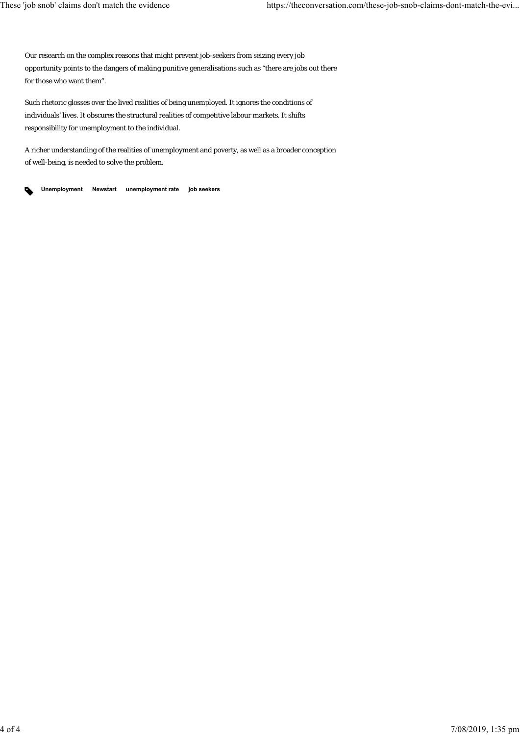Our research on the complex reasons that might prevent job-seekers from seizing every job opportunity points to the dangers of making punitive generalisations such as "there are jobs out there for those who want them".

Such rhetoric glosses over the lived realities of being unemployed. It ignores the conditions of individuals' lives. It obscures the structural realities of competitive labour markets. It shifts responsibility for unemployment to the individual.

A richer understanding of the realities of unemployment and poverty, as well as a broader conception of well-being, is needed to solve the problem.

**Unemployment** **Newstart** **unemployment rate** **job seekers**